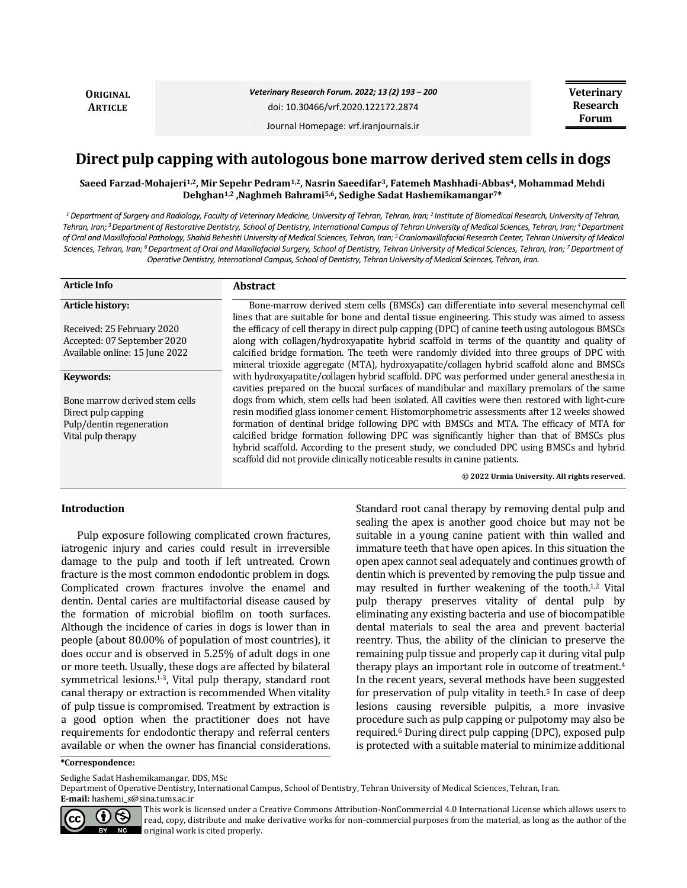**ORIGINAL ARTICLE**

Veterinary Research Forum. 2022; 13 (2) 193 – 200

doi: 10.30466/vrf.2020.122172.2874

Journal Homepage: vrf.iranjournals.ir

**Veterinary Research Forum**

# Direct pulp capping with autologous bone marrow derived stem cells in dogs

**Saeed Farzad-Mohajeri[1,2], Mir Sepehr Pedram[1,2], Nasrin Saeedifar[3], Fatemeh Mashhadi-Abbas[4], Mohammad Mehdi Dehghan[1,2], Naghmeh Bahrami[5,6], Sedighe Sadat Hashemikamangar[7]***

*[1] Department of Surgery and Radiology, Faculty of Veterinary Medicine, University of Tehran, Tehran, Iran; [2] Institute of Biomedical Research, University of Tehran, Tehran, Iran; [3] Department of Restorative Dentistry, School of Dentistry, International Campus of Tehran University of Medical Sciences, Tehran, Iran; [4] Department of Oral and Maxillofacial Pathology, Shahid Beheshti University of Medical Sciences, Tehran, Iran; [5] Craniomaxillofacial Research Center, Tehran University of Medical Sciences, Tehran, Iran; [6] Department of Oral and Maxillofacial Surgery, School of Dentistry, Tehran University of Medical Sciences, Tehran, Iran; [7] Department of Operative Dentistry, International Campus, School of Dentistry, Tehran University of Medical Sciences, Tehran, Iran.*

**Article Info**

**Article history:**

Received: 25 February 2020
Accepted: 07 September 2020
Available online: 15 June 2022

**Keywords:**

Bone marrow derived stem cells
Direct pulp capping
Pulp/dentin regeneration
Vital pulp therapy

**Abstract**

Bone-marrow derived stem cells (BMSCs) can differentiate into several mesenchymal cell lines that are suitable for bone and dental tissue engineering. This study was aimed to assess the efficacy of cell therapy in direct pulp capping (DPC) of canine teeth using autologous BMSCs along with collagen/hydroxyapatite hybrid scaffold in terms of the quantity and quality of calcified bridge formation. The teeth were randomly divided into three groups of DPC with mineral trioxide aggregate (MTA), hydroxyapatite/collagen hybrid scaffold alone and BMSCs with hydroxyapatite/collagen hybrid scaffold. DPC was performed under general anesthesia in cavities prepared on the buccal surfaces of mandibular and maxillary premolars of the same dogs from which, stem cells had been isolated. All cavities were then restored with light-cure resin modified glass ionomer cement. Histomorphometric assessments after 12 weeks showed formation of dentinal bridge following DPC with BMSCs and MTA. The efficacy of MTA for calcified bridge formation following DPC was significantly higher than that of BMSCs plus hybrid scaffold. According to the present study, we concluded DPC using BMSCs and hybrid scaffold did not provide clinically noticeable results in canine patients.

**© 2022 Urmia University. All rights reserved.**

## Introduction

Pulp exposure following complicated crown fractures, iatrogenic injury and caries could result in irreversible damage to the pulp and tooth if left untreated. Crown fracture is the most common endodontic problem in dogs. Complicated crown fractures involve the enamel and dentin. Dental caries are multifactorial disease caused by the formation of microbial biofilm on tooth surfaces. Although the incidence of caries in dogs is lower than in people (about 80.00% of population of most countries), it does occur and is observed in 5.25% of adult dogs in one or more teeth. Usually, these dogs are affected by bilateral symmetrical lesions.[1-3], Vital pulp therapy, standard root canal therapy or extraction is recommended When vitality of pulp tissue is compromised. Treatment by extraction is a good option when the practitioner does not have requirements for endodontic therapy and referral centers available or when the owner has financial considerations. Standard root canal therapy by removing dental pulp and sealing the apex is another good choice but may not be suitable in a young canine patient with thin walled and immature teeth that have open apices. In this situation the open apex cannot seal adequately and continues growth of dentin which is prevented by removing the pulp tissue and may resulted in further weakening of the tooth.[1,2] Vital pulp therapy preserves vitality of dental pulp by eliminating any existing bacteria and use of biocompatible dental materials to seal the area and prevent bacterial reentry. Thus, the ability of the clinician to preserve the remaining pulp tissue and properly cap it during vital pulp therapy plays an important role in outcome of treatment.[4] In the recent years, several methods have been suggested for preservation of pulp vitality in teeth.[5] In case of deep lesions causing reversible pulpitis, a more invasive procedure such as pulp capping or pulpotomy may also be required.[6] During direct pulp capping (DPC), exposed pulp is protected with a suitable material to minimize additional

***Correspondence:**

Sedighe Sadat Hashemikamangar. DDS, MSc
Department of Operative Dentistry, International Campus, School of Dentistry, Tehran University of Medical Sciences, Tehran, Iran.
**E-mail:** hashemi_s@sina.tums.ac.ir

This work is licensed under a Creative Commons Attribution-NonCommercial 4.0 International License which allows users to read, copy, distribute and make derivative works for non-commercial purposes from the material, as long as the author of the original work is cited properly.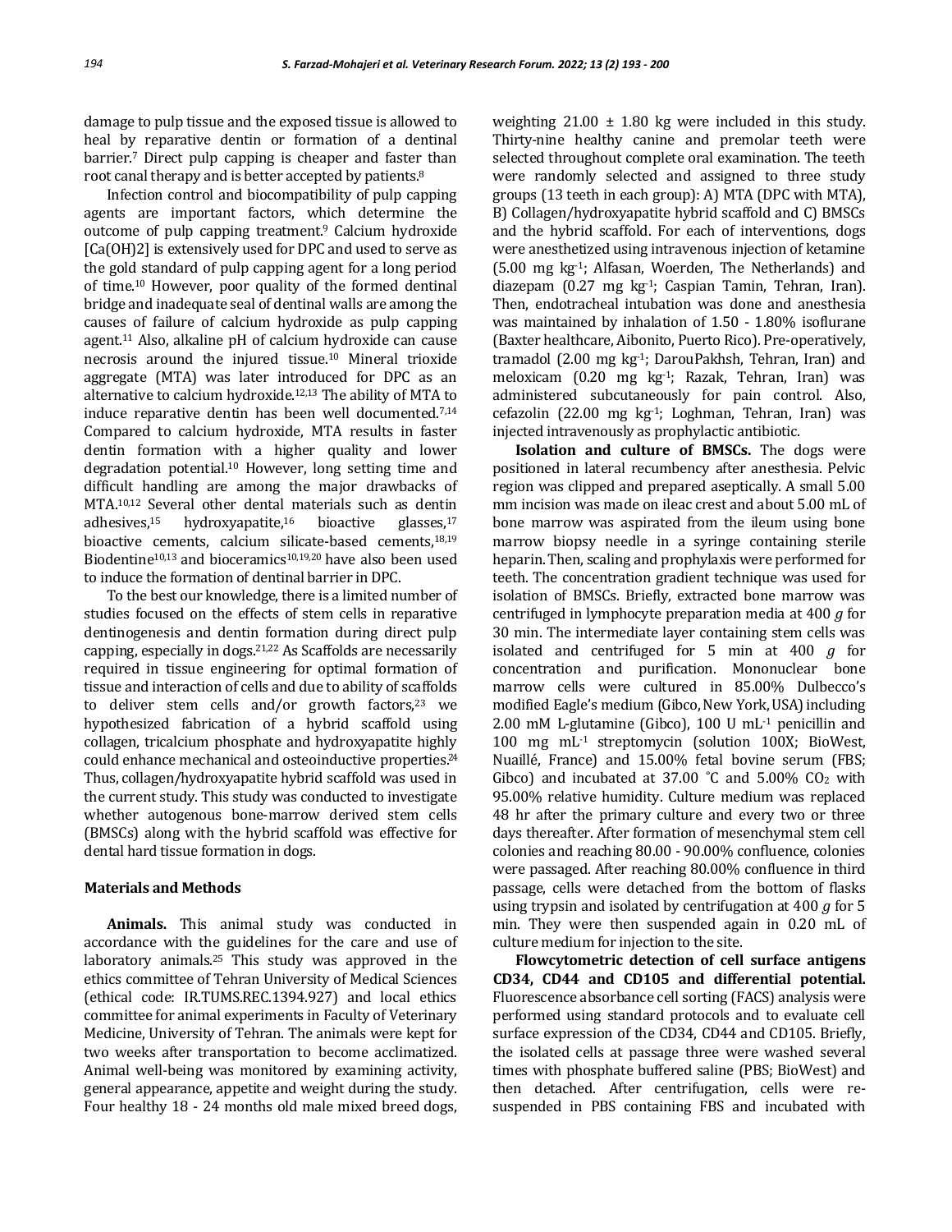damage to pulp tissue and the exposed tissue is allowed to heal by reparative dentin or formation of a dentinal barrier.[7] Direct pulp capping is cheaper and faster than root canal therapy and is better accepted by patients.[8]

Infection control and biocompatibility of pulp capping agents are important factors, which determine the outcome of pulp capping treatment.[9] Calcium hydroxide [$Ca(OH)_2$] is extensively used for DPC and used to serve as the gold standard of pulp capping agent for a long period of time.[10] However, poor quality of the formed dentinal bridge and inadequate seal of dentinal walls are among the causes of failure of calcium hydroxide as pulp capping agent.[11] Also, alkaline pH of calcium hydroxide can cause necrosis around the injured tissue.[10] Mineral trioxide aggregate (MTA) was later introduced for DPC as an alternative to calcium hydroxide.[12,13] The ability of MTA to induce reparative dentin has been well documented.[7,14] Compared to calcium hydroxide, MTA results in faster dentin formation with a higher quality and lower degradation potential.[10] However, long setting time and difficult handling are among the major drawbacks of MTA.[10,12] Several other dental materials such as dentin adhesives,[15] hydroxyapatite,[16] bioactive glasses,[17] bioactive cements, calcium silicate-based cements,[18,19] Biodentine[10,13] and bioceramics[10,19,20] have also been used to induce the formation of dentinal barrier in DPC.

To the best our knowledge, there is a limited number of studies focused on the effects of stem cells in reparative dentinogenesis and dentin formation during direct pulp capping, especially in dogs.[21,22] As Scaffolds are necessarily required in tissue engineering for optimal formation of tissue and interaction of cells and due to ability of scaffolds to deliver stem cells and/or growth factors,[23] we hypothesized fabrication of a hybrid scaffold using collagen, tricalcium phosphate and hydroxyapatite highly could enhance mechanical and osteoinductive properties.[24] Thus, collagen/hydroxyapatite hybrid scaffold was used in the current study. This study was conducted to investigate whether autogenous bone-marrow derived stem cells (BMSCs) along with the hybrid scaffold was effective for dental hard tissue formation in dogs.

## Materials and Methods

**Animals.** This animal study was conducted in accordance with the guidelines for the care and use of laboratory animals.[25] This study was approved in the ethics committee of Tehran University of Medical Sciences (ethical code: IR.TUMS.REC.1394.927) and local ethics committee for animal experiments in Faculty of Veterinary Medicine, University of Tehran. The animals were kept for two weeks after transportation to become acclimatized. Animal well-being was monitored by examining activity, general appearance, appetite and weight during the study. Four healthy 18 - 24 months old male mixed breed dogs, weighting 21.00 ± 1.80 kg were included in this study. Thirty-nine healthy canine and premolar teeth were selected throughout complete oral examination. The teeth were randomly selected and assigned to three study groups (13 teeth in each group): A) MTA (DPC with MTA), B) Collagen/hydroxyapatite hybrid scaffold and C) BMSCs and the hybrid scaffold. For each of interventions, dogs were anesthetized using intravenous injection of ketamine (5.00 mg $kg^{-1}$; Alfasan, Woerden, The Netherlands) and diazepam (0.27 mg $kg^{-1}$; Caspian Tamin, Tehran, Iran). Then, endotracheal intubation was done and anesthesia was maintained by inhalation of 1.50 - 1.80% isoflurane (Baxter healthcare, Aibonito, Puerto Rico). Pre-operatively, tramadol (2.00 mg $kg^{-1}$; DarouPakhsh, Tehran, Iran) and meloxicam (0.20 mg $kg^{-1}$; Razak, Tehran, Iran) was administered subcutaneously for pain control. Also, cefazolin (22.00 mg $kg^{-1}$; Loghman, Tehran, Iran) was injected intravenously as prophylactic antibiotic.

**Isolation and culture of BMSCs.** The dogs were positioned in lateral recumbency after anesthesia. Pelvic region was clipped and prepared aseptically. A small 5.00 mm incision was made on ileac crest and about 5.00 mL of bone marrow was aspirated from the ileum using bone marrow biopsy needle in a syringe containing sterile heparin. Then, scaling and prophylaxis were performed for teeth. The concentration gradient technique was used for isolation of BMSCs. Briefly, extracted bone marrow was centrifuged in lymphocyte preparation media at 400 *g* for 30 min. The intermediate layer containing stem cells was isolated and centrifuged for 5 min at 400 *g* for concentration and purification. Mononuclear bone marrow cells were cultured in 85.00% Dulbecco's modified Eagle's medium (Gibco, New York, USA) including 2.00 mM L-glutamine (Gibco), 100 U $mL^{-1}$ penicillin and 100 mg $mL^{-1}$ streptomycin (solution 100X; BioWest, Nuaillé, France) and 15.00% fetal bovine serum (FBS; Gibco) and incubated at 37.00 ˚C and 5.00% $CO_2$ with 95.00% relative humidity. Culture medium was replaced 48 hr after the primary culture and every two or three days thereafter. After formation of mesenchymal stem cell colonies and reaching 80.00 - 90.00% confluence, colonies were passaged. After reaching 80.00% confluence in third passage, cells were detached from the bottom of flasks using trypsin and isolated by centrifugation at 400 *g* for 5 min. They were then suspended again in 0.20 mL of culture medium for injection to the site.

**Flowcytometric detection of cell surface antigens CD34, CD44 and CD105 and differential potential.** Fluorescence absorbance cell sorting (FACS) analysis were performed using standard protocols and to evaluate cell surface expression of the CD34, CD44 and CD105. Briefly, the isolated cells at passage three were washed several times with phosphate buffered saline (PBS; BioWest) and then detached. After centrifugation, cells were re-suspended in PBS containing FBS and incubated with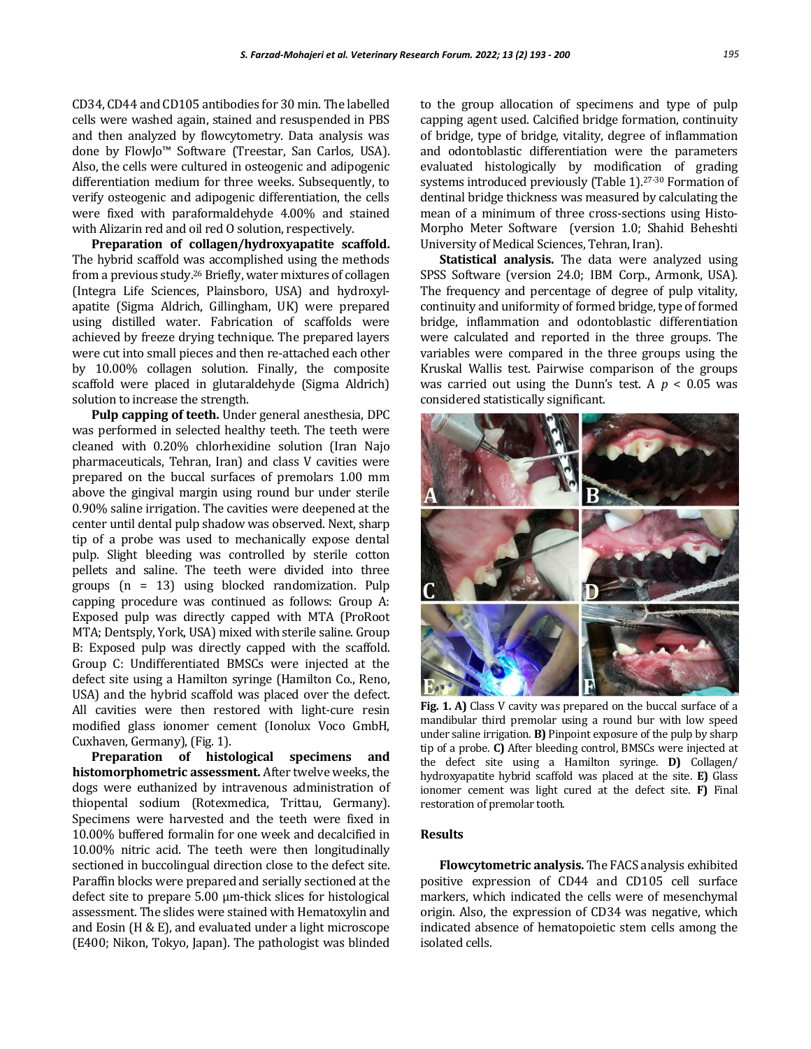CD34, CD44 and CD105 antibodies for 30 min. The labelled cells were washed again, stained and resuspended in PBS and then analyzed by flowcytometry. Data analysis was done by FlowJo™ Software (Treestar, San Carlos, USA). Also, the cells were cultured in osteogenic and adipogenic differentiation medium for three weeks. Subsequently, to verify osteogenic and adipogenic differentiation, the cells were fixed with paraformaldehyde 4.00% and stained with Alizarin red and oil red O solution, respectively.

**Preparation of collagen/hydroxyapatite scaffold.** The hybrid scaffold was accomplished using the methods from a previous study.[26] Briefly, water mixtures of collagen (Integra Life Sciences, Plainsboro, USA) and hydroxylapatite (Sigma Aldrich, Gillingham, UK) were prepared using distilled water. Fabrication of scaffolds were achieved by freeze drying technique. The prepared layers were cut into small pieces and then re-attached each other by 10.00% collagen solution. Finally, the composite scaffold were placed in glutaraldehyde (Sigma Aldrich) solution to increase the strength.

**Pulp capping of teeth.** Under general anesthesia, DPC was performed in selected healthy teeth. The teeth were cleaned with 0.20% chlorhexidine solution (Iran Najo pharmaceuticals, Tehran, Iran) and class V cavities were prepared on the buccal surfaces of premolars 1.00 mm above the gingival margin using round bur under sterile 0.90% saline irrigation. The cavities were deepened at the center until dental pulp shadow was observed. Next, sharp tip of a probe was used to mechanically expose dental pulp. Slight bleeding was controlled by sterile cotton pellets and saline. The teeth were divided into three groups (n = 13) using blocked randomization. Pulp capping procedure was continued as follows: Group A: Exposed pulp was directly capped with MTA (ProRoot MTA; Dentsply, York, USA) mixed with sterile saline. Group B: Exposed pulp was directly capped with the scaffold. Group C: Undifferentiated BMSCs were injected at the defect site using a Hamilton syringe (Hamilton Co., Reno, USA) and the hybrid scaffold was placed over the defect. All cavities were then restored with light-cure resin modified glass ionomer cement (Ionolux Voco GmbH, Cuxhaven, Germany), (Fig. 1).

**Preparation of histological specimens and histomorphometric assessment.** After twelve weeks, the dogs were euthanized by intravenous administration of thiopental sodium (Rotexmedica, Trittau, Germany). Specimens were harvested and the teeth were fixed in 10.00% buffered formalin for one week and decalcified in 10.00% nitric acid. The teeth were then longitudinally sectioned in buccolingual direction close to the defect site. Paraffin blocks were prepared and serially sectioned at the defect site to prepare 5.00 µm-thick slices for histological assessment. The slides were stained with Hematoxylin and and Eosin (H & E), and evaluated under a light microscope (E400; Nikon, Tokyo, Japan). The pathologist was blinded to the group allocation of specimens and type of pulp capping agent used. Calcified bridge formation, continuity of bridge, type of bridge, vitality, degree of inflammation and odontoblastic differentiation were the parameters evaluated histologically by modification of grading systems introduced previously (Table 1).[27-30] Formation of dentinal bridge thickness was measured by calculating the mean of a minimum of three cross-sections using Histo-Morpho Meter Software (version 1.0; Shahid Beheshti University of Medical Sciences, Tehran, Iran).

**Statistical analysis.** The data were analyzed using SPSS Software (version 24.0; IBM Corp., Armonk, USA). The frequency and percentage of degree of pulp vitality, continuity and uniformity of formed bridge, type of formed bridge, inflammation and odontoblastic differentiation were calculated and reported in the three groups. The variables were compared in the three groups using the Kruskal Wallis test. Pairwise comparison of the groups was carried out using the Dunn's test. A $p < 0.05$ was considered statistically significant.

**Fig. 1. A)** Class V cavity was prepared on the buccal surface of a mandibular third premolar using a round bur with low speed under saline irrigation. **B)** Pinpoint exposure of the pulp by sharp tip of a probe. **C)** After bleeding control, BMSCs were injected at the defect site using a Hamilton syringe. **D)** Collagen/hydroxyapatite hybrid scaffold was placed at the site. **E)** Glass ionomer cement was light cured at the defect site. **F)** Final restoration of premolar tooth.

## Results

**Flowcytometric analysis.** The FACS analysis exhibited positive expression of CD44 and CD105 cell surface markers, which indicated the cells were of mesenchymal origin. Also, the expression of CD34 was negative, which indicated absence of hematopoietic stem cells among the isolated cells.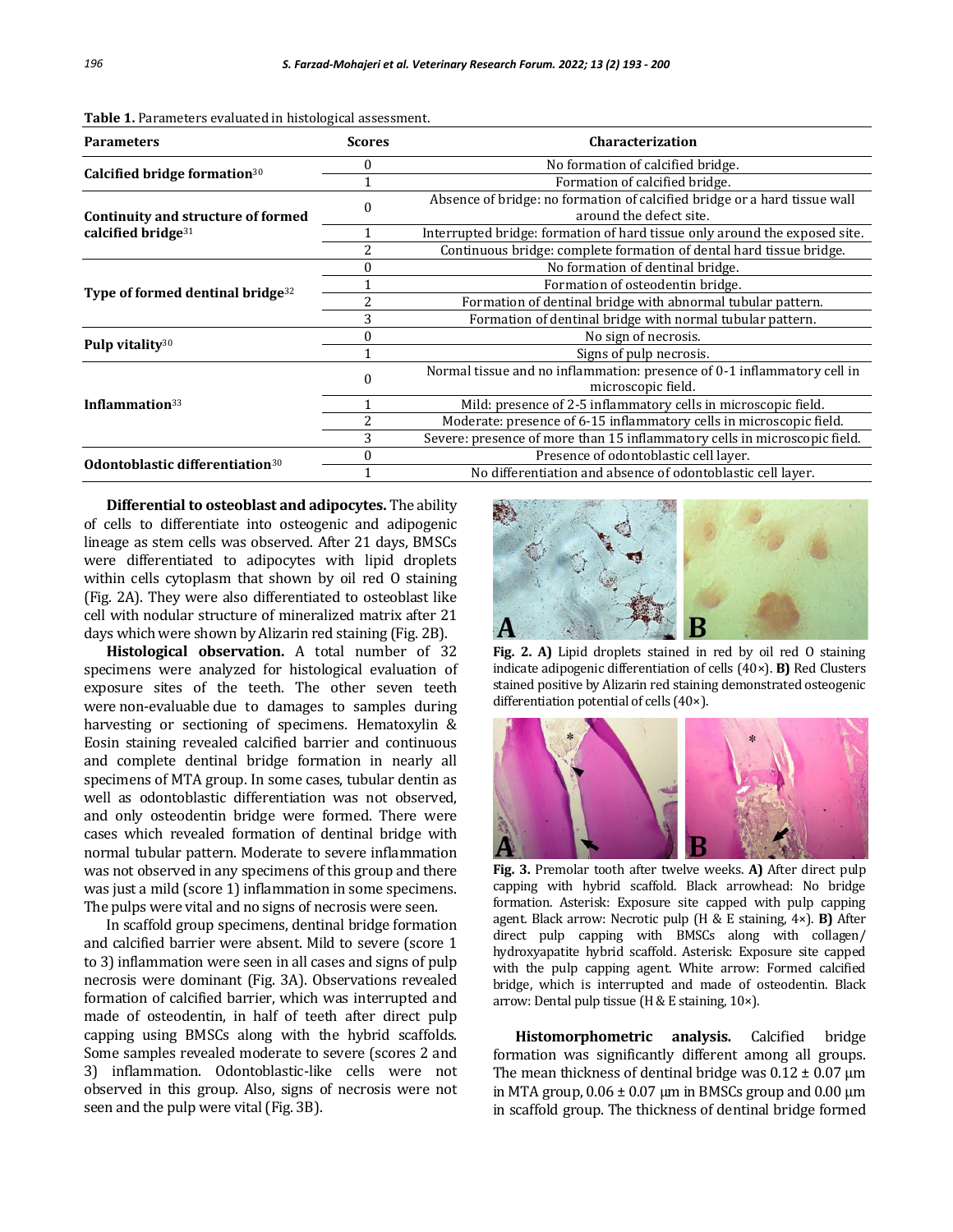**Table 1.** Parameters evaluated in histological assessment.

| Parameters | Scores | Characterization |
|---|---|---|
| **Calcified bridge formation**[30] | 0 | No formation of calcified bridge. |
| | 1 | Formation of calcified bridge. |
| **Continuity and structure of formed calcified bridge**[31] | 0 | Absence of bridge: no formation of calcified bridge or a hard tissue wall around the defect site. |
| | 1 | Interrupted bridge: formation of hard tissue only around the exposed site. |
| | 2 | Continuous bridge: complete formation of dental hard tissue bridge. |
| **Type of formed dentinal bridge**[32] | 0 | No formation of dentinal bridge. |
| | 1 | Formation of osteodentin bridge. |
| | 2 | Formation of dentinal bridge with abnormal tubular pattern. |
| | 3 | Formation of dentinal bridge with normal tubular pattern. |
| **Pulp vitality**[30] | 0 | No sign of necrosis. |
| | 1 | Signs of pulp necrosis. |
| **Inflammation**[33] | 0 | Normal tissue and no inflammation: presence of 0-1 inflammatory cell in microscopic field. |
| | 1 | Mild: presence of 2-5 inflammatory cells in microscopic field. |
| | 2 | Moderate: presence of 6-15 inflammatory cells in microscopic field. |
| | 3 | Severe: presence of more than 15 inflammatory cells in microscopic field. |
| **Odontoblastic differentiation**[30] | 0 | Presence of odontoblastic cell layer. |
| | 1 | No differentiation and absence of odontoblastic cell layer. |

**Differential to osteoblast and adipocytes.** The ability of cells to differentiate into osteogenic and adipogenic lineage as stem cells was observed. After 21 days, BMSCs were differentiated to adipocytes with lipid droplets within cells cytoplasm that shown by oil red O staining (Fig. 2A). They were also differentiated to osteoblast like cell with nodular structure of mineralized matrix after 21 days which were shown by Alizarin red staining (Fig. 2B).

**Histological observation.** A total number of 32 specimens were analyzed for histological evaluation of exposure sites of the teeth. The other seven teeth were non-evaluable due to damages to samples during harvesting or sectioning of specimens. Hematoxylin & Eosin staining revealed calcified barrier and continuous and complete dentinal bridge formation in nearly all specimens of MTA group. In some cases, tubular dentin as well as odontoblastic differentiation was not observed, and only osteodentin bridge were formed. There were cases which revealed formation of dentinal bridge with normal tubular pattern. Moderate to severe inflammation was not observed in any specimens of this group and there was just a mild (score 1) inflammation in some specimens. The pulps were vital and no signs of necrosis were seen.

In scaffold group specimens, dentinal bridge formation and calcified barrier were absent. Mild to severe (score 1 to 3) inflammation were seen in all cases and signs of pulp necrosis were dominant (Fig. 3A). Observations revealed formation of calcified barrier, which was interrupted and made of osteodentin, in half of teeth after direct pulp capping using BMSCs along with the hybrid scaffolds. Some samples revealed moderate to severe (scores 2 and 3) inflammation. Odontoblastic-like cells were not observed in this group. Also, signs of necrosis were not seen and the pulp were vital (Fig. 3B).

**Fig. 2. A)** Lipid droplets stained in red by oil red O staining indicate adipogenic differentiation of cells (40×). **B)** Red Clusters stained positive by Alizarin red staining demonstrated osteogenic differentiation potential of cells (40×).

**Fig. 3.** Premolar tooth after twelve weeks. **A)** After direct pulp capping with hybrid scaffold. Black arrowhead: No bridge formation. Asterisk: Exposure site capped with pulp capping agent. Black arrow: Necrotic pulp (H & E staining, 4×). **B)** After direct pulp capping with BMSCs along with collagen/ hydroxyapatite hybrid scaffold. Asterisk: Exposure site capped with the pulp capping agent. White arrow: Formed calcified bridge, which is interrupted and made of osteodentin. Black arrow: Dental pulp tissue (H & E staining, 10×).

**Histomorphometric analysis.** Calcified bridge formation was significantly different among all groups. The mean thickness of dentinal bridge was 0.12 ± 0.07 µm in MTA group, 0.06 ± 0.07 µm in BMSCs group and 0.00 µm in scaffold group. The thickness of dentinal bridge formed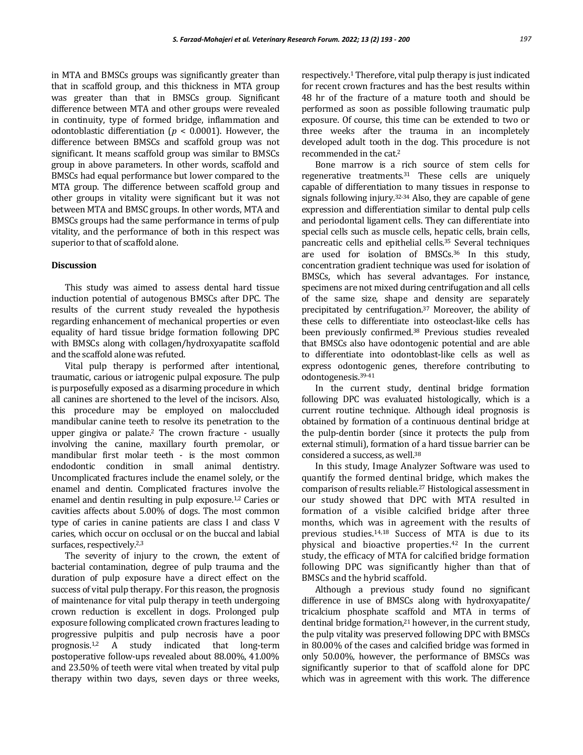in MTA and BMSCs groups was significantly greater than that in scaffold group, and this thickness in MTA group was greater than that in BMSCs group. Significant difference between MTA and other groups were revealed in continuity, type of formed bridge, inflammation and odontoblastic differentiation ($p < 0.0001$). However, the difference between BMSCs and scaffold group was not significant. It means scaffold group was similar to BMSCs group in above parameters. In other words, scaffold and BMSCs had equal performance but lower compared to the MTA group. The difference between scaffold group and other groups in vitality were significant but it was not between MTA and BMSC groups. In other words, MTA and BMSCs groups had the same performance in terms of pulp vitality, and the performance of both in this respect was superior to that of scaffold alone.

## Discussion

This study was aimed to assess dental hard tissue induction potential of autogenous BMSCs after DPC. The results of the current study revealed the hypothesis regarding enhancement of mechanical properties or even equality of hard tissue bridge formation following DPC with BMSCs along with collagen/hydroxyapatite scaffold and the scaffold alone was refuted.

Vital pulp therapy is performed after intentional, traumatic, carious or iatrogenic pulpal exposure. The pulp is purposefully exposed as a disarming procedure in which all canines are shortened to the level of the incisors. Also, this procedure may be employed on maloccluded mandibular canine teeth to resolve its penetration to the upper gingiva or palate.[2] The crown fracture - usually involving the canine, maxillary fourth premolar, or mandibular first molar teeth - is the most common endodontic condition in small animal dentistry. Uncomplicated fractures include the enamel solely, or the enamel and dentin. Complicated fractures involve the enamel and dentin resulting in pulp exposure.[1,2] Caries or cavities affects about 5.00% of dogs. The most common type of caries in canine patients are class I and class V caries, which occur on occlusal or on the buccal and labial surfaces, respectively.[2,3]

The severity of injury to the crown, the extent of bacterial contamination, degree of pulp trauma and the duration of pulp exposure have a direct effect on the success of vital pulp therapy. For this reason, the prognosis of maintenance for vital pulp therapy in teeth undergoing crown reduction is excellent in dogs. Prolonged pulp exposure following complicated crown fractures leading to progressive pulpitis and pulp necrosis have a poor prognosis.[1,2] A study indicated that long-term postoperative follow-ups revealed about 88.00%, 41.00% and 23.50% of teeth were vital when treated by vital pulp therapy within two days, seven days or three weeks, respectively.[1] Therefore, vital pulp therapy is just indicated for recent crown fractures and has the best results within 48 hr of the fracture of a mature tooth and should be performed as soon as possible following traumatic pulp exposure. Of course, this time can be extended to two or three weeks after the trauma in an incompletely developed adult tooth in the dog. This procedure is not recommended in the cat.[2]

Bone marrow is a rich source of stem cells for regenerative treatments.[31] These cells are uniquely capable of differentiation to many tissues in response to signals following injury.[32-34] Also, they are capable of gene expression and differentiation similar to dental pulp cells and periodontal ligament cells. They can differentiate into special cells such as muscle cells, hepatic cells, brain cells, pancreatic cells and epithelial cells.[35] Several techniques are used for isolation of BMSCs.[36] In this study, concentration gradient technique was used for isolation of BMSCs, which has several advantages. For instance, specimens are not mixed during centrifugation and all cells of the same size, shape and density are separately precipitated by centrifugation.[37] Moreover, the ability of these cells to differentiate into osteoclast-like cells has been previously confirmed.[38] Previous studies revealed that BMSCs also have odontogenic potential and are able to differentiate into odontoblast-like cells as well as express odontogenic genes, therefore contributing to odontogenesis.[39-41]

In the current study, dentinal bridge formation following DPC was evaluated histologically, which is a current routine technique. Although ideal prognosis is obtained by formation of a continuous dentinal bridge at the pulp-dentin border (since it protects the pulp from external stimuli), formation of a hard tissue barrier can be considered a success, as well.[38]

In this study, Image Analyzer Software was used to quantify the formed dentinal bridge, which makes the comparison of results reliable.[27] Histological assessment in our study showed that DPC with MTA resulted in formation of a visible calcified bridge after three months, which was in agreement with the results of previous studies.[14,18] Success of MTA is due to its physical and bioactive properties.[42] In the current study, the efficacy of MTA for calcified bridge formation following DPC was significantly higher than that of BMSCs and the hybrid scaffold.

Although a previous study found no significant difference in use of BMSCs along with hydroxyapatite/tricalcium phosphate scaffold and MTA in terms of dentinal bridge formation,[21] however, in the current study, the pulp vitality was preserved following DPC with BMSCs in 80.00% of the cases and calcified bridge was formed in only 50.00%, however, the performance of BMSCs was significantly superior to that of scaffold alone for DPC which was in agreement with this work. The difference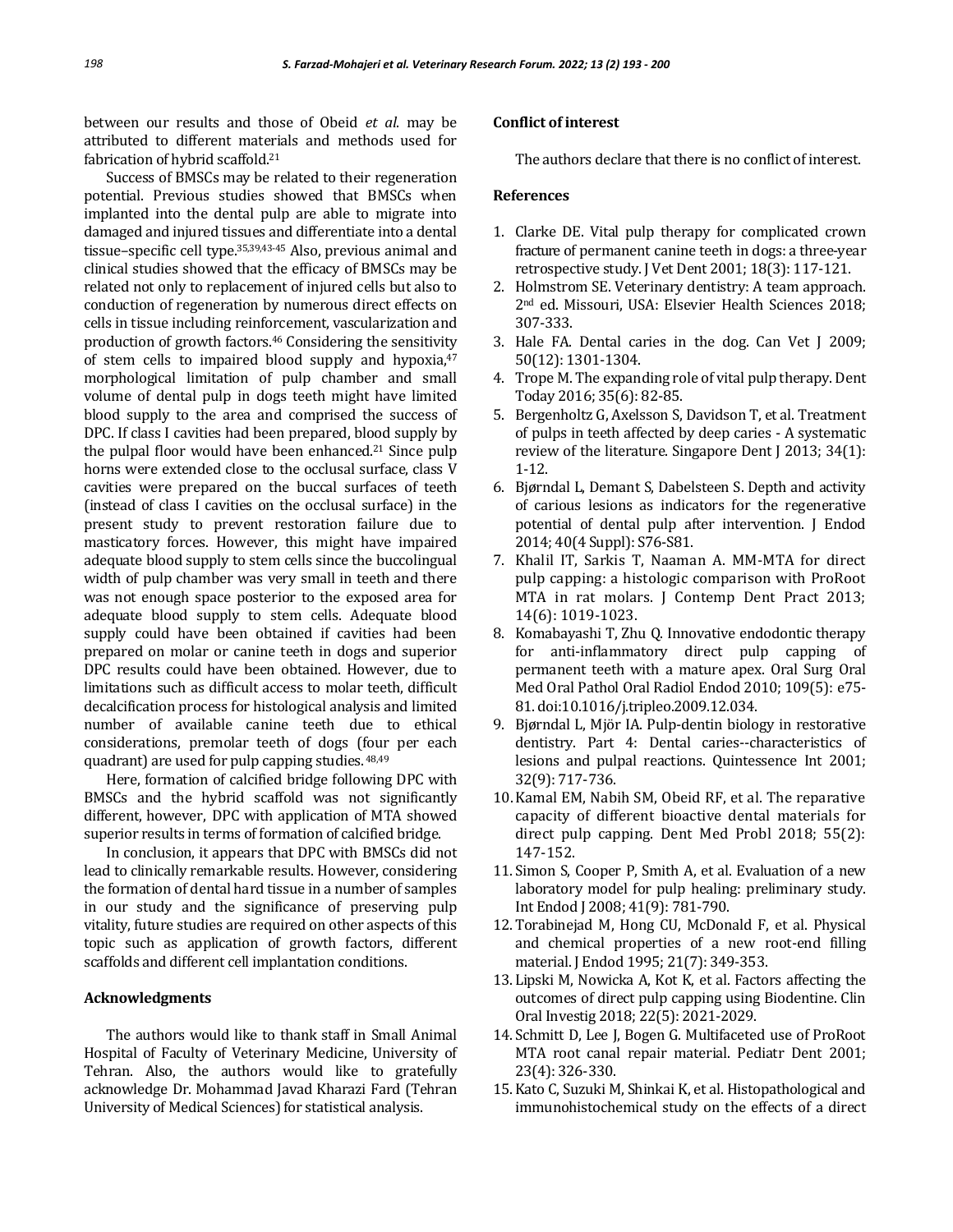between our results and those of Obeid *et al*. may be attributed to different materials and methods used for fabrication of hybrid scaffold.[21]

Success of BMSCs may be related to their regeneration potential. Previous studies showed that BMSCs when implanted into the dental pulp are able to migrate into damaged and injured tissues and differentiate into a dental tissue–specific cell type.[35,39,43-45] Also, previous animal and clinical studies showed that the efficacy of BMSCs may be related not only to replacement of injured cells but also to conduction of regeneration by numerous direct effects on cells in tissue including reinforcement, vascularization and production of growth factors.[46] Considering the sensitivity of stem cells to impaired blood supply and hypoxia,[47] morphological limitation of pulp chamber and small volume of dental pulp in dogs teeth might have limited blood supply to the area and comprised the success of DPC. If class I cavities had been prepared, blood supply by the pulpal floor would have been enhanced.[21] Since pulp horns were extended close to the occlusal surface, class V cavities were prepared on the buccal surfaces of teeth (instead of class I cavities on the occlusal surface) in the present study to prevent restoration failure due to masticatory forces. However, this might have impaired adequate blood supply to stem cells since the buccolingual width of pulp chamber was very small in teeth and there was not enough space posterior to the exposed area for adequate blood supply to stem cells. Adequate blood supply could have been obtained if cavities had been prepared on molar or canine teeth in dogs and superior DPC results could have been obtained. However, due to limitations such as difficult access to molar teeth, difficult decalcification process for histological analysis and limited number of available canine teeth due to ethical considerations, premolar teeth of dogs (four per each quadrant) are used for pulp capping studies.[48,49]

Here, formation of calcified bridge following DPC with BMSCs and the hybrid scaffold was not significantly different, however, DPC with application of MTA showed superior results in terms of formation of calcified bridge.

In conclusion, it appears that DPC with BMSCs did not lead to clinically remarkable results. However, considering the formation of dental hard tissue in a number of samples in our study and the significance of preserving pulp vitality, future studies are required on other aspects of this topic such as application of growth factors, different scaffolds and different cell implantation conditions.

## Acknowledgments

The authors would like to thank staff in Small Animal Hospital of Faculty of Veterinary Medicine, University of Tehran. Also, the authors would like to gratefully acknowledge Dr. Mohammad Javad Kharazi Fard (Tehran University of Medical Sciences) for statistical analysis.

## Conflict of interest

The authors declare that there is no conflict of interest.

## References

1. Clarke DE. Vital pulp therapy for complicated crown fracture of permanent canine teeth in dogs: a three-year retrospective study. J Vet Dent 2001; 18(3): 117-121.
2. Holmstrom SE. Veterinary dentistry: A team approach. 2nd ed. Missouri, USA: Elsevier Health Sciences 2018; 307-333.
3. Hale FA. Dental caries in the dog. Can Vet J 2009; 50(12): 1301-1304.
4. Trope M. The expanding role of vital pulp therapy. Dent Today 2016; 35(6): 82-85.
5. Bergenholtz G, Axelsson S, Davidson T, et al. Treatment of pulps in teeth affected by deep caries - A systematic review of the literature. Singapore Dent J 2013; 34(1): 1-12.
6. Bjørndal L, Demant S, Dabelsteen S. Depth and activity of carious lesions as indicators for the regenerative potential of dental pulp after intervention. J Endod 2014; 40(4 Suppl): S76-S81.
7. Khalil IT, Sarkis T, Naaman A. MM-MTA for direct pulp capping: a histologic comparison with ProRoot MTA in rat molars. J Contemp Dent Pract 2013; 14(6): 1019-1023.
8. Komabayashi T, Zhu Q. Innovative endodontic therapy for anti-inflammatory direct pulp capping of permanent teeth with a mature apex. Oral Surg Oral Med Oral Pathol Oral Radiol Endod 2010; 109(5): e75-81. doi:10.1016/j.tripleo.2009.12.034.
9. Bjørndal L, Mjör IA. Pulp-dentin biology in restorative dentistry. Part 4: Dental caries--characteristics of lesions and pulpal reactions. Quintessence Int 2001; 32(9): 717-736.
10. Kamal EM, Nabih SM, Obeid RF, et al. The reparative capacity of different bioactive dental materials for direct pulp capping. Dent Med Probl 2018; 55(2): 147-152.
11. Simon S, Cooper P, Smith A, et al. Evaluation of a new laboratory model for pulp healing: preliminary study. Int Endod J 2008; 41(9): 781-790.
12. Torabinejad M, Hong CU, McDonald F, et al. Physical and chemical properties of a new root-end filling material. J Endod 1995; 21(7): 349-353.
13. Lipski M, Nowicka A, Kot K, et al. Factors affecting the outcomes of direct pulp capping using Biodentine. Clin Oral Investig 2018; 22(5): 2021-2029.
14. Schmitt D, Lee J, Bogen G. Multifaceted use of ProRoot MTA root canal repair material. Pediatr Dent 2001; 23(4): 326-330.
15. Kato C, Suzuki M, Shinkai K, et al. Histopathological and immunohistochemical study on the effects of a direct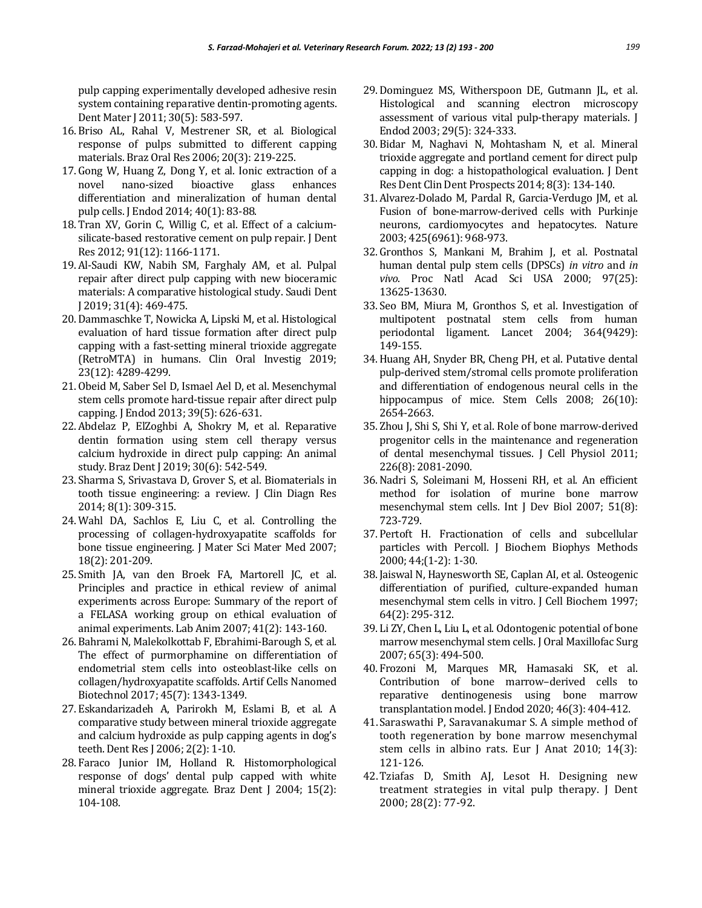pulp capping experimentally developed adhesive resin system containing reparative dentin-promoting agents. Dent Mater J 2011; 30(5): 583-597.

16. Briso AL, Rahal V, Mestrener SR, et al. Biological response of pulps submitted to different capping materials. Braz Oral Res 2006; 20(3): 219-225.
17. Gong W, Huang Z, Dong Y, et al. Ionic extraction of a novel nano-sized bioactive glass enhances differentiation and mineralization of human dental pulp cells. J Endod 2014; 40(1): 83-88.
18. Tran XV, Gorin C, Willig C, et al. Effect of a calcium-silicate-based restorative cement on pulp repair. J Dent Res 2012; 91(12): 1166-1171.
19. Al-Saudi KW, Nabih SM, Farghaly AM, et al. Pulpal repair after direct pulp capping with new bioceramic materials: A comparative histological study. Saudi Dent J 2019; 31(4): 469-475.
20. Dammaschke T, Nowicka A, Lipski M, et al. Histological evaluation of hard tissue formation after direct pulp capping with a fast-setting mineral trioxide aggregate (RetroMTA) in humans. Clin Oral Investig 2019; 23(12): 4289-4299.
21. Obeid M, Saber Sel D, Ismael Ael D, et al. Mesenchymal stem cells promote hard-tissue repair after direct pulp capping. J Endod 2013; 39(5): 626-631.
22. Abdelaz P, ElZoghbi A, Shokry M, et al. Reparative dentin formation using stem cell therapy versus calcium hydroxide in direct pulp capping: An animal study. Braz Dent J 2019; 30(6): 542-549.
23. Sharma S, Srivastava D, Grover S, et al. Biomaterials in tooth tissue engineering: a review. J Clin Diagn Res 2014; 8(1): 309-315.
24. Wahl DA, Sachlos E, Liu C, et al. Controlling the processing of collagen-hydroxyapatite scaffolds for bone tissue engineering. J Mater Sci Mater Med 2007; 18(2): 201-209.
25. Smith JA, van den Broek FA, Martorell JC, et al. Principles and practice in ethical review of animal experiments across Europe: Summary of the report of a FELASA working group on ethical evaluation of animal experiments. Lab Anim 2007; 41(2): 143-160.
26. Bahrami N, Malekolkottab F, Ebrahimi-Barough S, et al. The effect of purmorphamine on differentiation of endometrial stem cells into osteoblast-like cells on collagen/hydroxyapatite scaffolds. Artif Cells Nanomed Biotechnol 2017; 45(7): 1343-1349.
27. Eskandarizadeh A, Parirokh M, Eslami B, et al. A comparative study between mineral trioxide aggregate and calcium hydroxide as pulp capping agents in dog's teeth. Dent Res J 2006; 2(2): 1-10.
28. Faraco Junior IM, Holland R. Histomorphological response of dogs' dental pulp capped with white mineral trioxide aggregate. Braz Dent J 2004; 15(2): 104-108.
29. Dominguez MS, Witherspoon DE, Gutmann JL, et al. Histological and scanning electron microscopy assessment of various vital pulp-therapy materials. J Endod 2003; 29(5): 324-333.
30. Bidar M, Naghavi N, Mohtasham N, et al. Mineral trioxide aggregate and portland cement for direct pulp capping in dog: a histopathological evaluation. J Dent Res Dent Clin Dent Prospects 2014; 8(3): 134-140.
31. Alvarez-Dolado M, Pardal R, Garcia-Verdugo JM, et al. Fusion of bone-marrow-derived cells with Purkinje neurons, cardiomyocytes and hepatocytes. Nature 2003; 425(6961): 968-973.
32. Gronthos S, Mankani M, Brahim J, et al. Postnatal human dental pulp stem cells (DPSCs) *in vitro* and *in vivo*. Proc Natl Acad Sci USA 2000; 97(25): 13625-13630.
33. Seo BM, Miura M, Gronthos S, et al. Investigation of multipotent postnatal stem cells from human periodontal ligament. Lancet 2004; 364(9429): 149-155.
34. Huang AH, Snyder BR, Cheng PH, et al. Putative dental pulp-derived stem/stromal cells promote proliferation and differentiation of endogenous neural cells in the hippocampus of mice. Stem Cells 2008; 26(10): 2654-2663.
35. Zhou J, Shi S, Shi Y, et al. Role of bone marrow-derived progenitor cells in the maintenance and regeneration of dental mesenchymal tissues. J Cell Physiol 2011; 226(8): 2081-2090.
36. Nadri S, Soleimani M, Hosseni RH, et al. An efficient method for isolation of murine bone marrow mesenchymal stem cells. Int J Dev Biol 2007; 51(8): 723-729.
37. Pertoft H. Fractionation of cells and subcellular particles with Percoll. J Biochem Biophys Methods 2000; 44;(1-2): 1-30.
38. Jaiswal N, Haynesworth SE, Caplan AI, et al. Osteogenic differentiation of purified, culture-expanded human mesenchymal stem cells in vitro. J Cell Biochem 1997; 64(2): 295-312.
39. Li ZY, Chen L, Liu L, et al. Odontogenic potential of bone marrow mesenchymal stem cells. J Oral Maxillofac Surg 2007; 65(3): 494-500.
40. Frozoni M, Marques MR, Hamasaki SK, et al. Contribution of bone marrow–derived cells to reparative dentinogenesis using bone marrow transplantation model. J Endod 2020; 46(3): 404-412.
41. Saraswathi P, Saravanakumar S. A simple method of tooth regeneration by bone marrow mesenchymal stem cells in albino rats. Eur J Anat 2010; 14(3): 121-126.
42. Tziafas D, Smith AJ, Lesot H. Designing new treatment strategies in vital pulp therapy. J Dent 2000; 28(2): 77-92.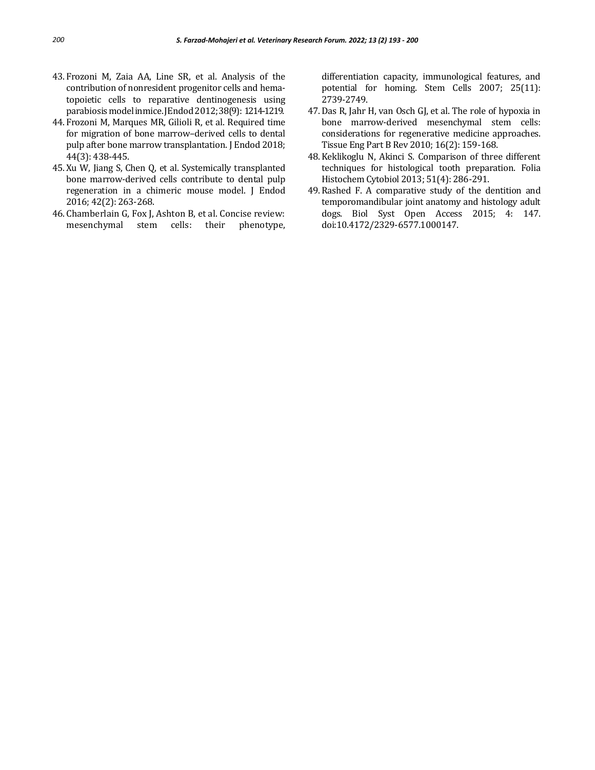43. Frozoni M, Zaia AA, Line SR, et al. Analysis of the contribution of nonresident progenitor cells and hematopoietic cells to reparative dentinogenesis using parabiosis model in mice. J Endod 2012; 38(9): 1214-1219.
44. Frozoni M, Marques MR, Gilioli R, et al. Required time for migration of bone marrow–derived cells to dental pulp after bone marrow transplantation. J Endod 2018; 44(3): 438-445.
45. Xu W, Jiang S, Chen Q, et al. Systemically transplanted bone marrow-derived cells contribute to dental pulp regeneration in a chimeric mouse model. J Endod 2016; 42(2): 263-268.
46. Chamberlain G, Fox J, Ashton B, et al. Concise review: mesenchymal stem cells: their phenotype, differentiation capacity, immunological features, and potential for homing. Stem Cells 2007; 25(11): 2739-2749.
47. Das R, Jahr H, van Osch GJ, et al. The role of hypoxia in bone marrow-derived mesenchymal stem cells: considerations for regenerative medicine approaches. Tissue Eng Part B Rev 2010; 16(2): 159-168.
48. Keklikoglu N, Akinci S. Comparison of three different techniques for histological tooth preparation. Folia Histochem Cytobiol 2013; 51(4): 286-291.
49. Rashed F. A comparative study of the dentition and temporomandibular joint anatomy and histology adult dogs. Biol Syst Open Access 2015; 4: 147. doi:10.4172/2329-6577.1000147.